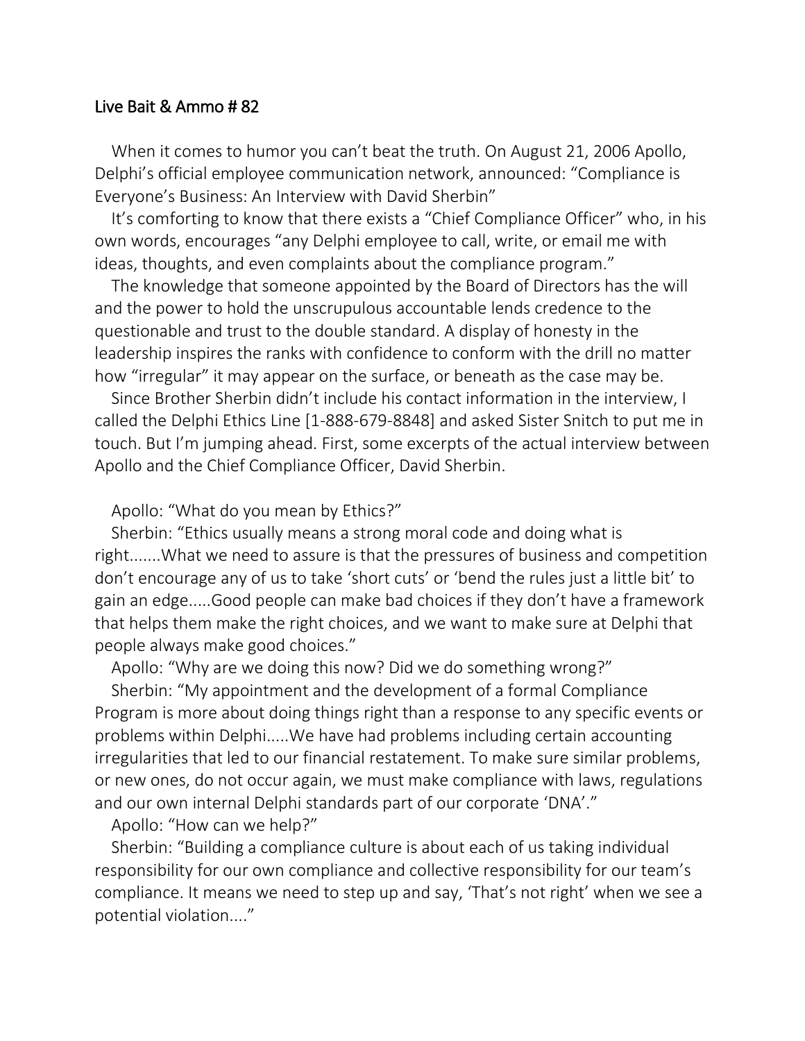## Live Bait & Ammo # 82

When it comes to humor you can't beat the truth. On August 21, 2006 Apollo, Delphi's official employee communication network, announced: "Compliance is Everyone's Business: An Interview with David Sherbin"

It's comforting to know that there exists a "Chief Compliance Officer" who, in his own words, encourages "any Delphi employee to call, write, or email me with ideas, thoughts, and even complaints about the compliance program."

The knowledge that someone appointed by the Board of Directors has the will and the power to hold the unscrupulous accountable lends credence to the questionable and trust to the double standard. A display of honesty in the leadership inspires the ranks with confidence to conform with the drill no matter how "irregular" it may appear on the surface, or beneath as the case may be.

Since Brother Sherbin didn't include his contact information in the interview, I called the Delphi Ethics Line [1-888-679-8848] and asked Sister Snitch to put me in touch. But I'm jumping ahead. First, some excerpts of the actual interview between Apollo and the Chief Compliance Officer, David Sherbin.

Apollo: "What do you mean by Ethics?"

Sherbin: "Ethics usually means a strong moral code and doing what is right.......What we need to assure is that the pressures of business and competition don't encourage any of us to take 'short cuts' or 'bend the rules just a little bit' to gain an edge.....Good people can make bad choices if they don't have a framework that helps them make the right choices, and we want to make sure at Delphi that people always make good choices."

Apollo: "Why are we doing this now? Did we do something wrong?"

Sherbin: "My appointment and the development of a formal Compliance Program is more about doing things right than a response to any specific events or problems within Delphi.....We have had problems including certain accounting irregularities that led to our financial restatement. To make sure similar problems, or new ones, do not occur again, we must make compliance with laws, regulations and our own internal Delphi standards part of our corporate 'DNA'."

Apollo: "How can we help?"

Sherbin: "Building a compliance culture is about each of us taking individual responsibility for our own compliance and collective responsibility for our team's compliance. It means we need to step up and say, 'That's not right' when we see a potential violation...."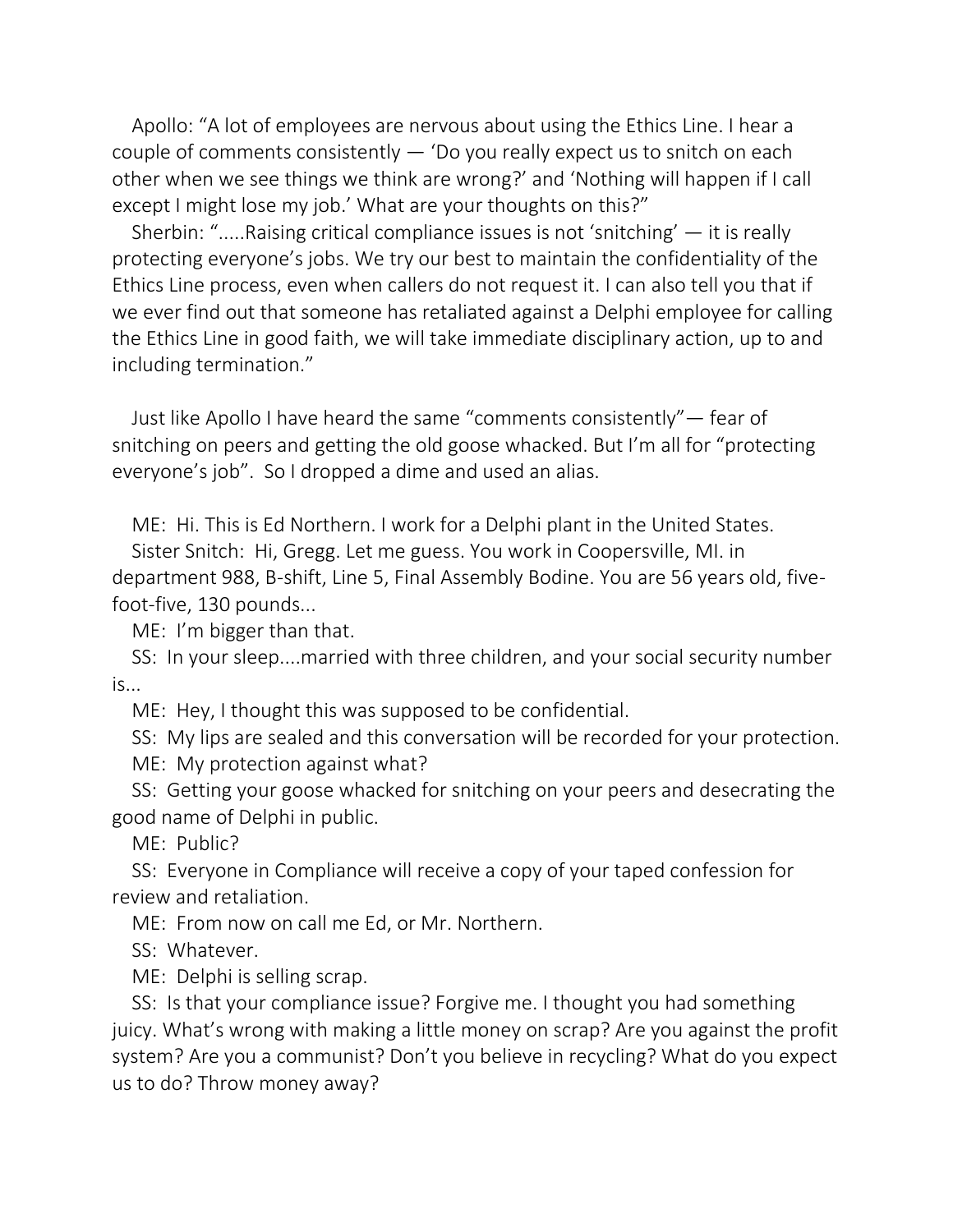Apollo: "A lot of employees are nervous about using the Ethics Line. I hear a couple of comments consistently — 'Do you really expect us to snitch on each other when we see things we think are wrong?' and 'Nothing will happen if I call except I might lose my job.' What are your thoughts on this?"

Sherbin: ".....Raising critical compliance issues is not 'snitching' — it is really protecting everyone's jobs. We try our best to maintain the confidentiality of the Ethics Line process, even when callers do not request it. I can also tell you that if we ever find out that someone has retaliated against a Delphi employee for calling the Ethics Line in good faith, we will take immediate disciplinary action, up to and including termination."

Just like Apollo I have heard the same "comments consistently"— fear of snitching on peers and getting the old goose whacked. But I'm all for "protecting everyone's job". So I dropped a dime and used an alias.

ME: Hi. This is Ed Northern. I work for a Delphi plant in the United States.

Sister Snitch: Hi, Gregg. Let me guess. You work in Coopersville, MI. in department 988, B-shift, Line 5, Final Assembly Bodine. You are 56 years old, five-foot-five, 130 pounds...

ME: I'm bigger than that.

SS: In your sleep....married with three children, and your social security number is...

ME: Hey, I thought this was supposed to be confidential.

SS: My lips are sealed and this conversation will be recorded for your protection.

ME: My protection against what?

SS: Getting your goose whacked for snitching on your peers and desecrating the good name of Delphi in public.

ME: Public?

SS: Everyone in Compliance will receive a copy of your taped confession for review and retaliation.

ME: From now on call me Ed, or Mr. Northern.

SS: Whatever.

ME: Delphi is selling scrap.

SS: Is that your compliance issue? Forgive me. I thought you had something juicy. What's wrong with making a little money on scrap? Are you against the profit system? Are you a communist? Don't you believe in recycling? What do you expect us to do? Throw money away?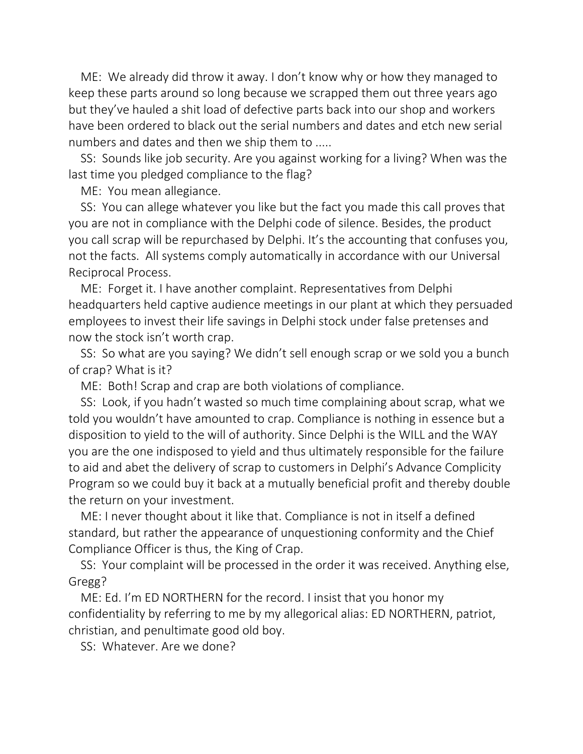ME: We already did throw it away. I don't know why or how they managed to keep these parts around so long because we scrapped them out three years ago but they've hauled a shit load of defective parts back into our shop and workers have been ordered to black out the serial numbers and dates and etch new serial numbers and dates and then we ship them to .....

SS: Sounds like job security. Are you against working for a living? When was the last time you pledged compliance to the flag?

ME: You mean allegiance.

SS: You can allege whatever you like but the fact you made this call proves that you are not in compliance with the Delphi code of silence. Besides, the product you call scrap will be repurchased by Delphi. It's the accounting that confuses you, not the facts. All systems comply automatically in accordance with our Universal Reciprocal Process.

ME: Forget it. I have another complaint. Representatives from Delphi headquarters held captive audience meetings in our plant at which they persuaded employees to invest their life savings in Delphi stock under false pretenses and now the stock isn't worth crap.

SS: So what are you saying? We didn't sell enough scrap or we sold you a bunch of crap? What is it?

ME: Both! Scrap and crap are both violations of compliance.

SS: Look, if you hadn't wasted so much time complaining about scrap, what we told you wouldn't have amounted to crap. Compliance is nothing in essence but a disposition to yield to the will of authority. Since Delphi is the WILL and the WAY you are the one indisposed to yield and thus ultimately responsible for the failure to aid and abet the delivery of scrap to customers in Delphi's Advance Complicity Program so we could buy it back at a mutually beneficial profit and thereby double the return on your investment.

ME: I never thought about it like that. Compliance is not in itself a defined standard, but rather the appearance of unquestioning conformity and the Chief Compliance Officer is thus, the King of Crap.

SS: Your complaint will be processed in the order it was received. Anything else, Gregg?

ME: Ed. I'm ED NORTHERN for the record. I insist that you honor my confidentiality by referring to me by my allegorical alias: ED NORTHERN, patriot, christian, and penultimate good old boy.

SS: Whatever. Are we done?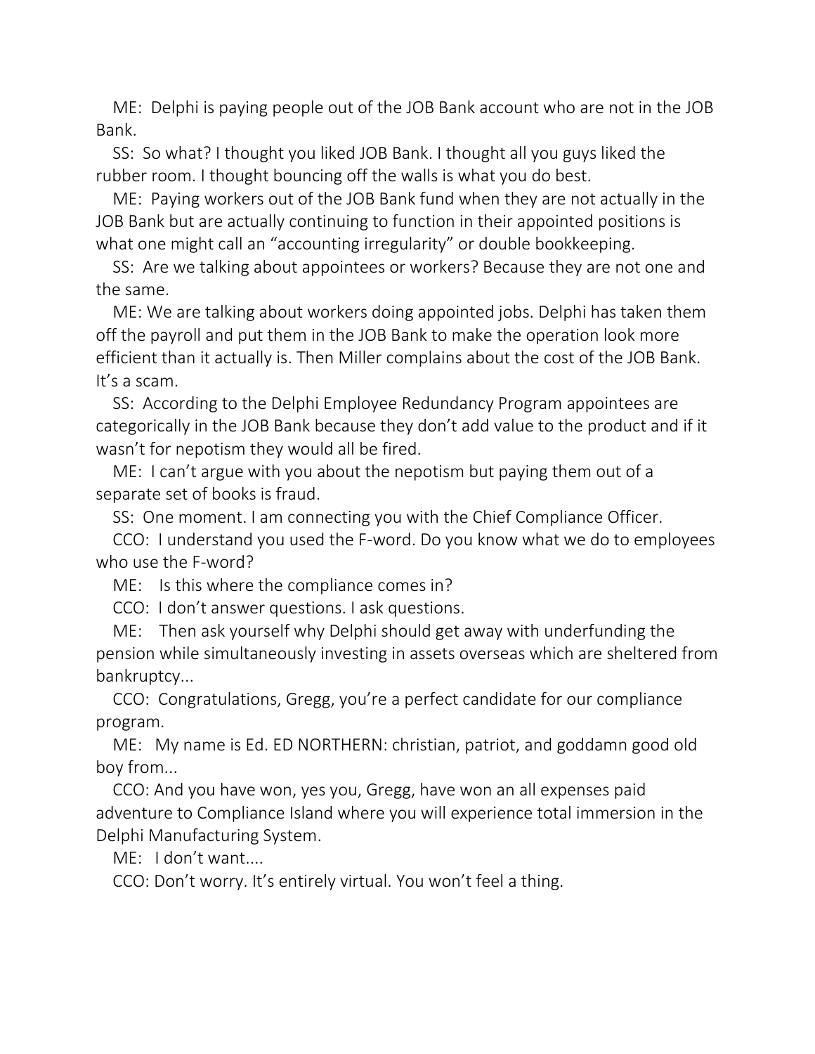ME: Delphi is paying people out of the JOB Bank account who are not in the JOB Bank.

SS: So what? I thought you liked JOB Bank. I thought all you guys liked the rubber room. I thought bouncing off the walls is what you do best.

ME: Paying workers out of the JOB Bank fund when they are not actually in the JOB Bank but are actually continuing to function in their appointed positions is what one might call an "accounting irregularity" or double bookkeeping.

SS: Are we talking about appointees or workers? Because they are not one and the same.

ME: We are talking about workers doing appointed jobs. Delphi has taken them off the payroll and put them in the JOB Bank to make the operation look more efficient than it actually is. Then Miller complains about the cost of the JOB Bank. It's a scam.

SS: According to the Delphi Employee Redundancy Program appointees are categorically in the JOB Bank because they don't add value to the product and if it wasn't for nepotism they would all be fired.

ME: I can't argue with you about the nepotism but paying them out of a separate set of books is fraud.

SS: One moment. I am connecting you with the Chief Compliance Officer.

CCO: I understand you used the F-word. Do you know what we do to employees who use the F-word?

ME: Is this where the compliance comes in?

CCO: I don't answer questions. I ask questions.

ME: Then ask yourself why Delphi should get away with underfunding the pension while simultaneously investing in assets overseas which are sheltered from bankruptcy...

CCO: Congratulations, Gregg, you're a perfect candidate for our compliance program.

ME: My name is Ed. ED NORTHERN: christian, patriot, and goddamn good old boy from...

CCO: And you have won, yes you, Gregg, have won an all expenses paid adventure to Compliance Island where you will experience total immersion in the Delphi Manufacturing System.

ME: I don't want....

CCO: Don't worry. It's entirely virtual. You won't feel a thing.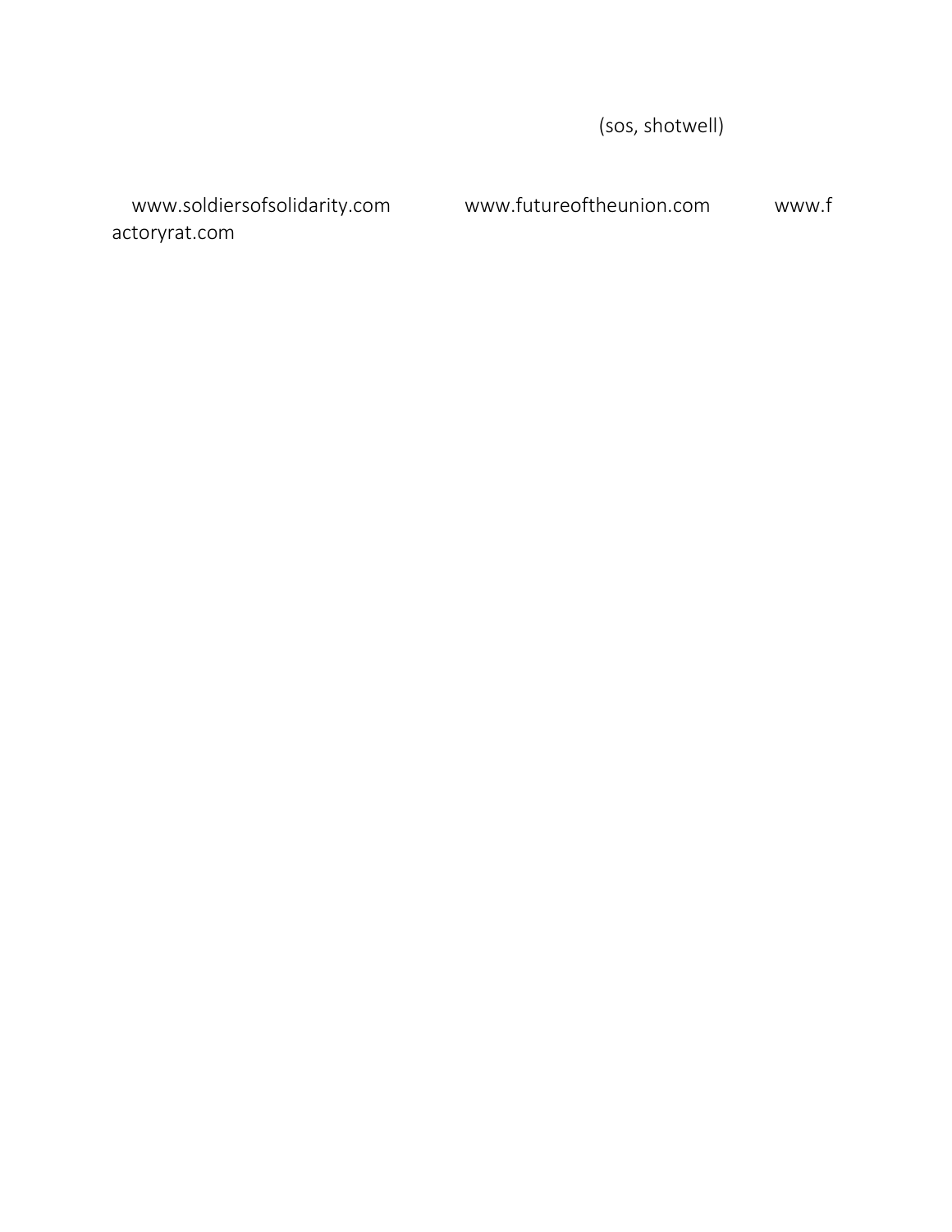(sos, shotwell)

www.soldiersofsolidarity.com www.futureoftheunion.com www.factoryrat.com